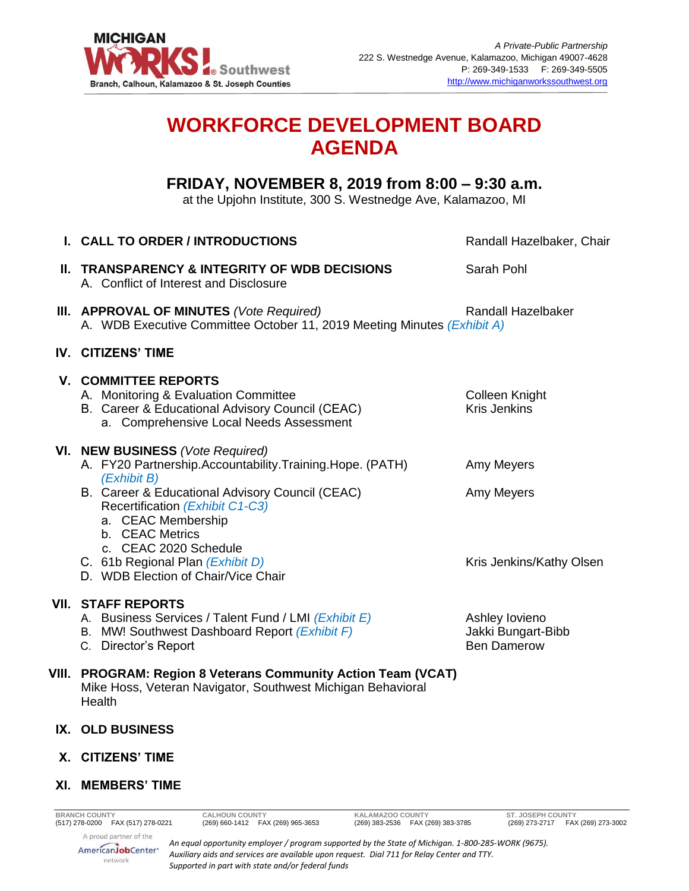MICHIGAN WORKS! Southwest
Branch, Calhoun, Kalamazoo & St. Joseph Counties

*A Private-Public Partnership*
222 S. Westnedge Avenue, Kalamazoo, Michigan 49007-4628
P: 269-349-1533 F: 269-349-5505
http://www.michiganworkssouthwest.org

# WORKFORCE DEVELOPMENT BOARD AGENDA

## FRIDAY, NOVEMBER 8, 2019 from 8:00 – 9:30 a.m.

at the Upjohn Institute, 300 S. Westnedge Ave, Kalamazoo, MI

**I. CALL TO ORDER / INTRODUCTIONS** — Randall Hazelbaker, Chair

**II. TRANSPARENCY & INTEGRITY OF WDB DECISIONS** — Sarah Pohl
- A. Conflict of Interest and Disclosure

**III. APPROVAL OF MINUTES** *(Vote Required)* — Randall Hazelbaker
- A. WDB Executive Committee October 11, 2019 Meeting Minutes *(Exhibit A)*

**IV. CITIZENS' TIME**

**V. COMMITTEE REPORTS**
- A. Monitoring & Evaluation Committee — Colleen Knight
- B. Career & Educational Advisory Council (CEAC) — Kris Jenkins
  - a. Comprehensive Local Needs Assessment

**VI. NEW BUSINESS** *(Vote Required)*
- A. FY20 Partnership.Accountability.Training.Hope. (PATH) *(Exhibit B)* — Amy Meyers
- B. Career & Educational Advisory Council (CEAC) Recertification *(Exhibit C1-C3)* — Amy Meyers
  - a. CEAC Membership
  - b. CEAC Metrics
  - c. CEAC 2020 Schedule
- C. 61b Regional Plan *(Exhibit D)* — Kris Jenkins/Kathy Olsen
- D. WDB Election of Chair/Vice Chair

**VII. STAFF REPORTS**
- A. Business Services / Talent Fund / LMI *(Exhibit E)* — Ashley Iovieno
- B. MW! Southwest Dashboard Report *(Exhibit F)* — Jakki Bungart-Bibb
- C. Director's Report — Ben Damerow

**VIII. PROGRAM: Region 8 Veterans Community Action Team (VCAT)**
Mike Hoss, Veteran Navigator, Southwest Michigan Behavioral Health

**IX. OLD BUSINESS**

**X. CITIZENS' TIME**

**XI. MEMBERS' TIME**

| BRANCH COUNTY | CALHOUN COUNTY | KALAMAZOO COUNTY | ST. JOSEPH COUNTY |
|---|---|---|---|
| (517) 278-0200 FAX (517) 278-0221 | (269) 660-1412 FAX (269) 965-3653 | (269) 383-2536 FAX (269) 383-3785 | (269) 273-2717 FAX (269) 273-3002 |

A proud partner of the AmericanJobCenter network

*An equal opportunity employer / program supported by the State of Michigan. 1-800-285-WORK (9675). Auxiliary aids and services are available upon request. Dial 711 for Relay Center and TTY. Supported in part with state and/or federal funds*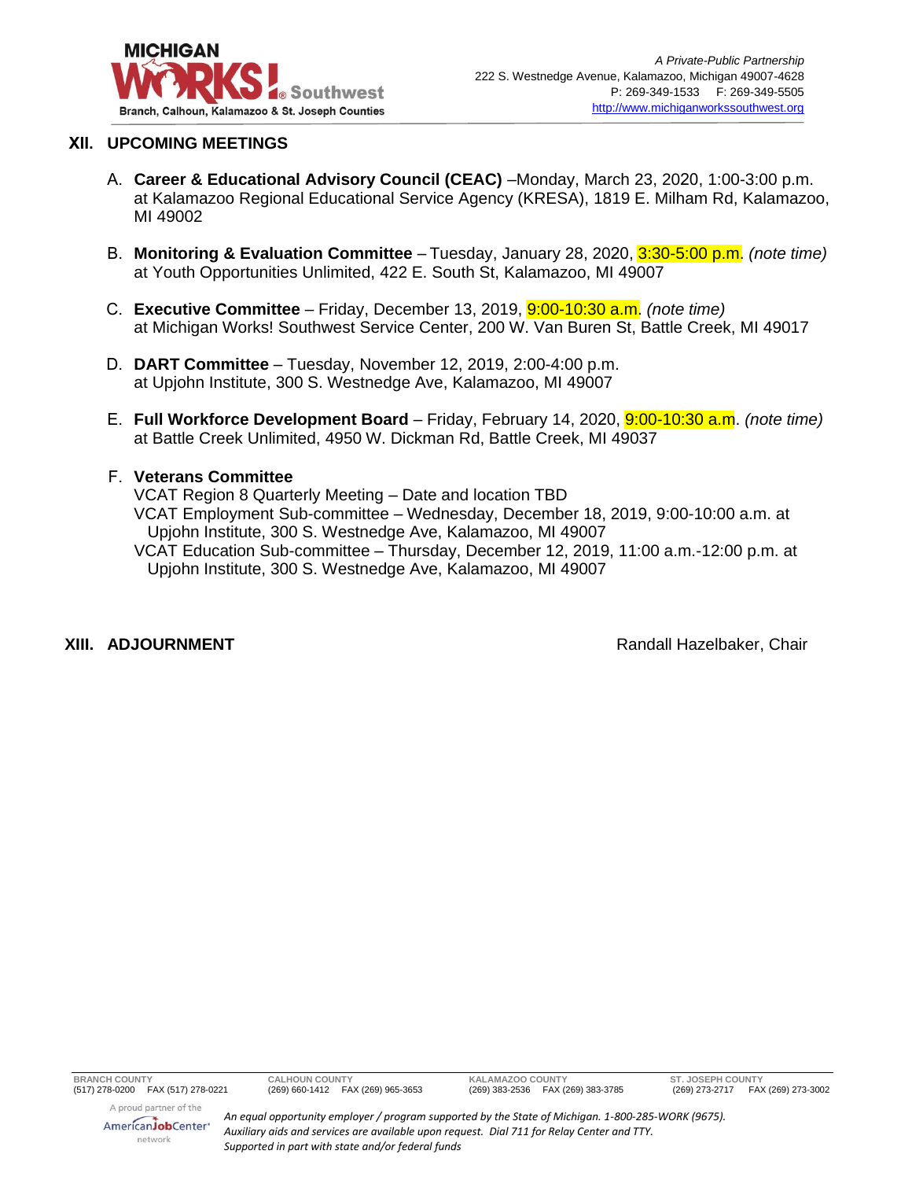## XII. UPCOMING MEETINGS

A. **Career & Educational Advisory Council (CEAC)** –Monday, March 23, 2020, 1:00-3:00 p.m. at Kalamazoo Regional Educational Service Agency (KRESA), 1819 E. Milham Rd, Kalamazoo, MI 49002

B. **Monitoring & Evaluation Committee** – Tuesday, January 28, 2020, 3:30-5:00 p.m. *(note time)* at Youth Opportunities Unlimited, 422 E. South St, Kalamazoo, MI 49007

C. **Executive Committee** – Friday, December 13, 2019, 9:00-10:30 a.m. *(note time)* at Michigan Works! Southwest Service Center, 200 W. Van Buren St, Battle Creek, MI 49017

D. **DART Committee** – Tuesday, November 12, 2019, 2:00-4:00 p.m. at Upjohn Institute, 300 S. Westnedge Ave, Kalamazoo, MI 49007

E. **Full Workforce Development Board** – Friday, February 14, 2020, 9:00-10:30 a.m. *(note time)* at Battle Creek Unlimited, 4950 W. Dickman Rd, Battle Creek, MI 49037

F. **Veterans Committee**
VCAT Region 8 Quarterly Meeting – Date and location TBD
VCAT Employment Sub-committee – Wednesday, December 18, 2019, 9:00-10:00 a.m. at Upjohn Institute, 300 S. Westnedge Ave, Kalamazoo, MI 49007
VCAT Education Sub-committee – Thursday, December 12, 2019, 11:00 a.m.-12:00 p.m. at Upjohn Institute, 300 S. Westnedge Ave, Kalamazoo, MI 49007

## XIII. ADJOURNMENT

Randall Hazelbaker, Chair